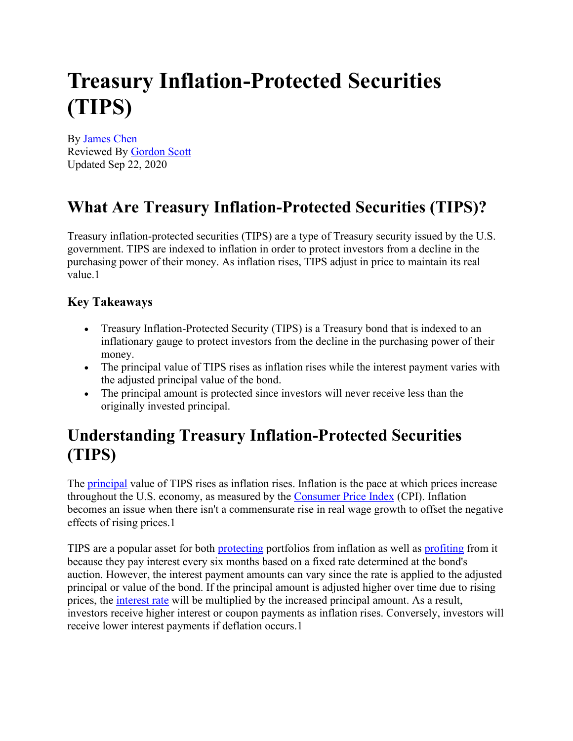# Treasury Inflation-Protected Securities (TIPS)

By James Chen
Reviewed By Gordon Scott
Updated Sep 22, 2020

## What Are Treasury Inflation-Protected Securities (TIPS)?

Treasury inflation-protected securities (TIPS) are a type of Treasury security issued by the U.S. government. TIPS are indexed to inflation in order to protect investors from a decline in the purchasing power of their money. As inflation rises, TIPS adjust in price to maintain its real value.1

### Key Takeaways

- Treasury Inflation-Protected Security (TIPS) is a Treasury bond that is indexed to an inflationary gauge to protect investors from the decline in the purchasing power of their money.
- The principal value of TIPS rises as inflation rises while the interest payment varies with the adjusted principal value of the bond.
- The principal amount is protected since investors will never receive less than the originally invested principal.

## Understanding Treasury Inflation-Protected Securities (TIPS)

The principal value of TIPS rises as inflation rises. Inflation is the pace at which prices increase throughout the U.S. economy, as measured by the Consumer Price Index (CPI). Inflation becomes an issue when there isn't a commensurate rise in real wage growth to offset the negative effects of rising prices.1

TIPS are a popular asset for both protecting portfolios from inflation as well as profiting from it because they pay interest every six months based on a fixed rate determined at the bond's auction. However, the interest payment amounts can vary since the rate is applied to the adjusted principal or value of the bond. If the principal amount is adjusted higher over time due to rising prices, the interest rate will be multiplied by the increased principal amount. As a result, investors receive higher interest or coupon payments as inflation rises. Conversely, investors will receive lower interest payments if deflation occurs.1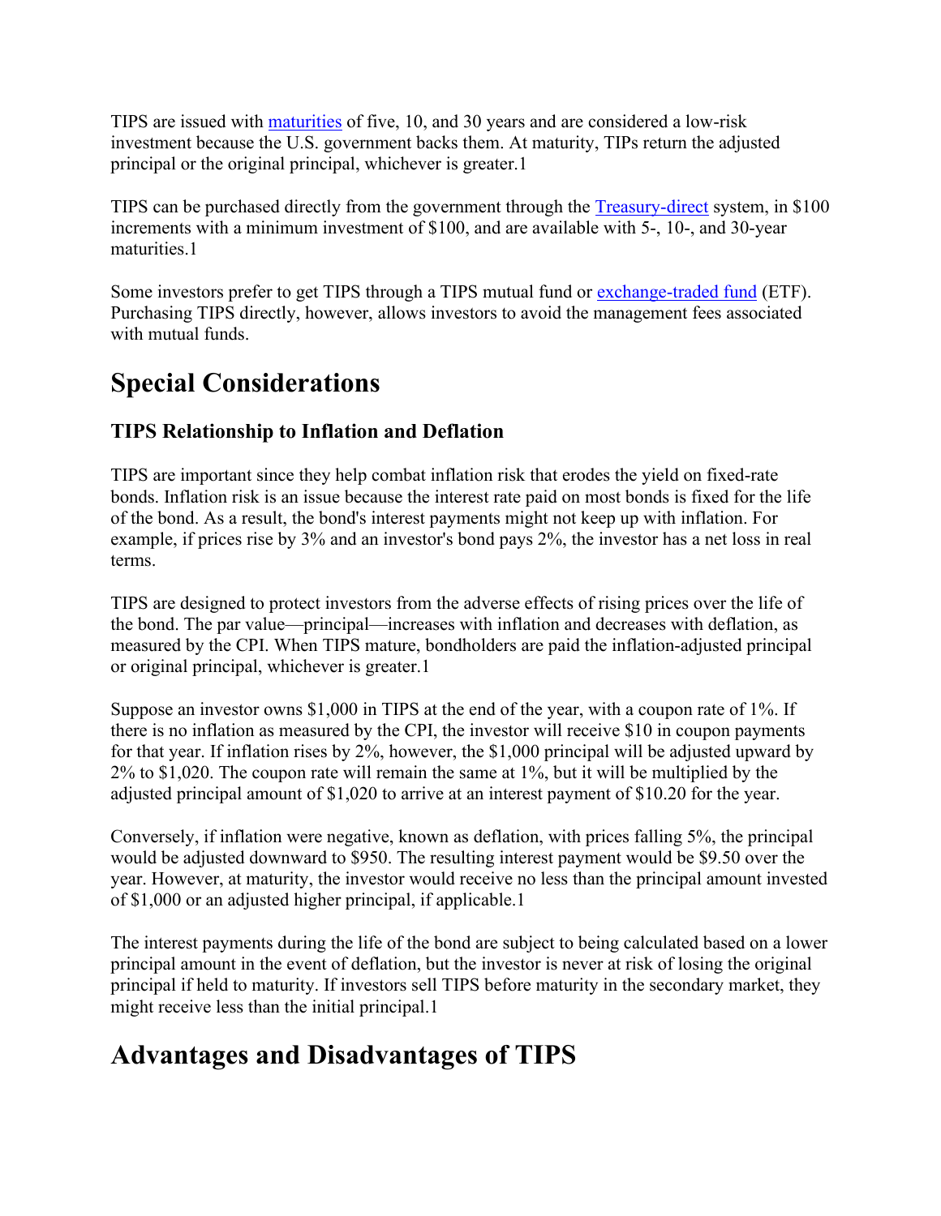TIPS are issued with maturities of five, 10, and 30 years and are considered a low-risk investment because the U.S. government backs them. At maturity, TIPs return the adjusted principal or the original principal, whichever is greater.1

TIPS can be purchased directly from the government through the Treasury-direct system, in $100 increments with a minimum investment of $100, and are available with 5-, 10-, and 30-year maturities.1

Some investors prefer to get TIPS through a TIPS mutual fund or exchange-traded fund (ETF). Purchasing TIPS directly, however, allows investors to avoid the management fees associated with mutual funds.

# Special Considerations

### TIPS Relationship to Inflation and Deflation

TIPS are important since they help combat inflation risk that erodes the yield on fixed-rate bonds. Inflation risk is an issue because the interest rate paid on most bonds is fixed for the life of the bond. As a result, the bond's interest payments might not keep up with inflation. For example, if prices rise by 3% and an investor's bond pays 2%, the investor has a net loss in real terms.

TIPS are designed to protect investors from the adverse effects of rising prices over the life of the bond. The par value—principal—increases with inflation and decreases with deflation, as measured by the CPI. When TIPS mature, bondholders are paid the inflation-adjusted principal or original principal, whichever is greater.1

Suppose an investor owns $1,000 in TIPS at the end of the year, with a coupon rate of 1%. If there is no inflation as measured by the CPI, the investor will receive $10 in coupon payments for that year. If inflation rises by 2%, however, the $1,000 principal will be adjusted upward by 2% to $1,020. The coupon rate will remain the same at 1%, but it will be multiplied by the adjusted principal amount of $1,020 to arrive at an interest payment of $10.20 for the year.

Conversely, if inflation were negative, known as deflation, with prices falling 5%, the principal would be adjusted downward to $950. The resulting interest payment would be $9.50 over the year. However, at maturity, the investor would receive no less than the principal amount invested of $1,000 or an adjusted higher principal, if applicable.1

The interest payments during the life of the bond are subject to being calculated based on a lower principal amount in the event of deflation, but the investor is never at risk of losing the original principal if held to maturity. If investors sell TIPS before maturity in the secondary market, they might receive less than the initial principal.1

# Advantages and Disadvantages of TIPS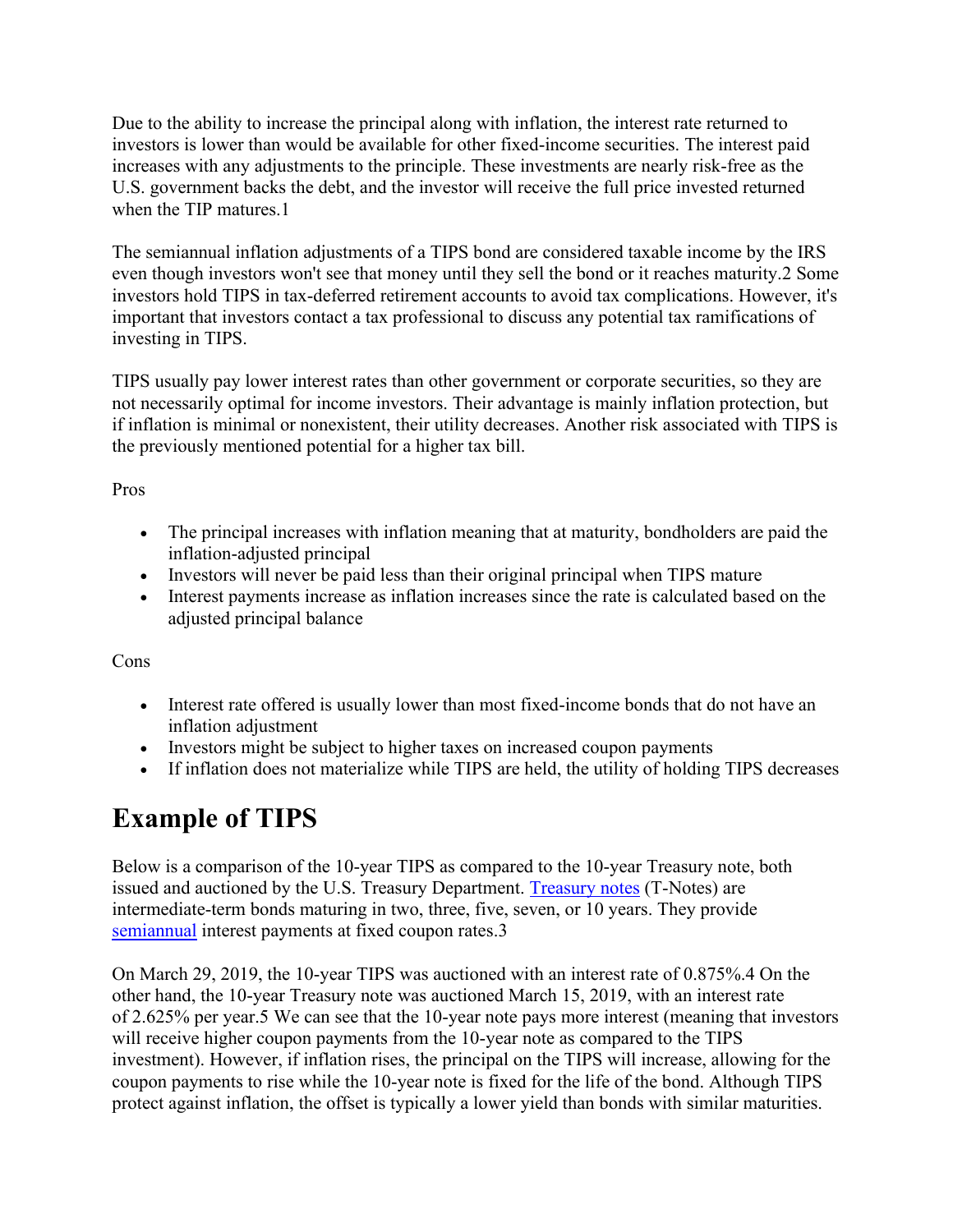Due to the ability to increase the principal along with inflation, the interest rate returned to investors is lower than would be available for other fixed-income securities. The interest paid increases with any adjustments to the principle. These investments are nearly risk-free as the U.S. government backs the debt, and the investor will receive the full price invested returned when the TIP matures.[1]

The semiannual inflation adjustments of a TIPS bond are considered taxable income by the IRS even though investors won't see that money until they sell the bond or it reaches maturity.[2] Some investors hold TIPS in tax-deferred retirement accounts to avoid tax complications. However, it's important that investors contact a tax professional to discuss any potential tax ramifications of investing in TIPS.

TIPS usually pay lower interest rates than other government or corporate securities, so they are not necessarily optimal for income investors. Their advantage is mainly inflation protection, but if inflation is minimal or nonexistent, their utility decreases. Another risk associated with TIPS is the previously mentioned potential for a higher tax bill.

Pros

- The principal increases with inflation meaning that at maturity, bondholders are paid the inflation-adjusted principal
- Investors will never be paid less than their original principal when TIPS mature
- Interest payments increase as inflation increases since the rate is calculated based on the adjusted principal balance

Cons

- Interest rate offered is usually lower than most fixed-income bonds that do not have an inflation adjustment
- Investors might be subject to higher taxes on increased coupon payments
- If inflation does not materialize while TIPS are held, the utility of holding TIPS decreases

# Example of TIPS

Below is a comparison of the 10-year TIPS as compared to the 10-year Treasury note, both issued and auctioned by the U.S. Treasury Department. Treasury notes (T-Notes) are intermediate-term bonds maturing in two, three, five, seven, or 10 years. They provide semiannual interest payments at fixed coupon rates.[3]

On March 29, 2019, the 10-year TIPS was auctioned with an interest rate of 0.875%.[4] On the other hand, the 10-year Treasury note was auctioned March 15, 2019, with an interest rate of 2.625% per year.[5] We can see that the 10-year note pays more interest (meaning that investors will receive higher coupon payments from the 10-year note as compared to the TIPS investment). However, if inflation rises, the principal on the TIPS will increase, allowing for the coupon payments to rise while the 10-year note is fixed for the life of the bond. Although TIPS protect against inflation, the offset is typically a lower yield than bonds with similar maturities.